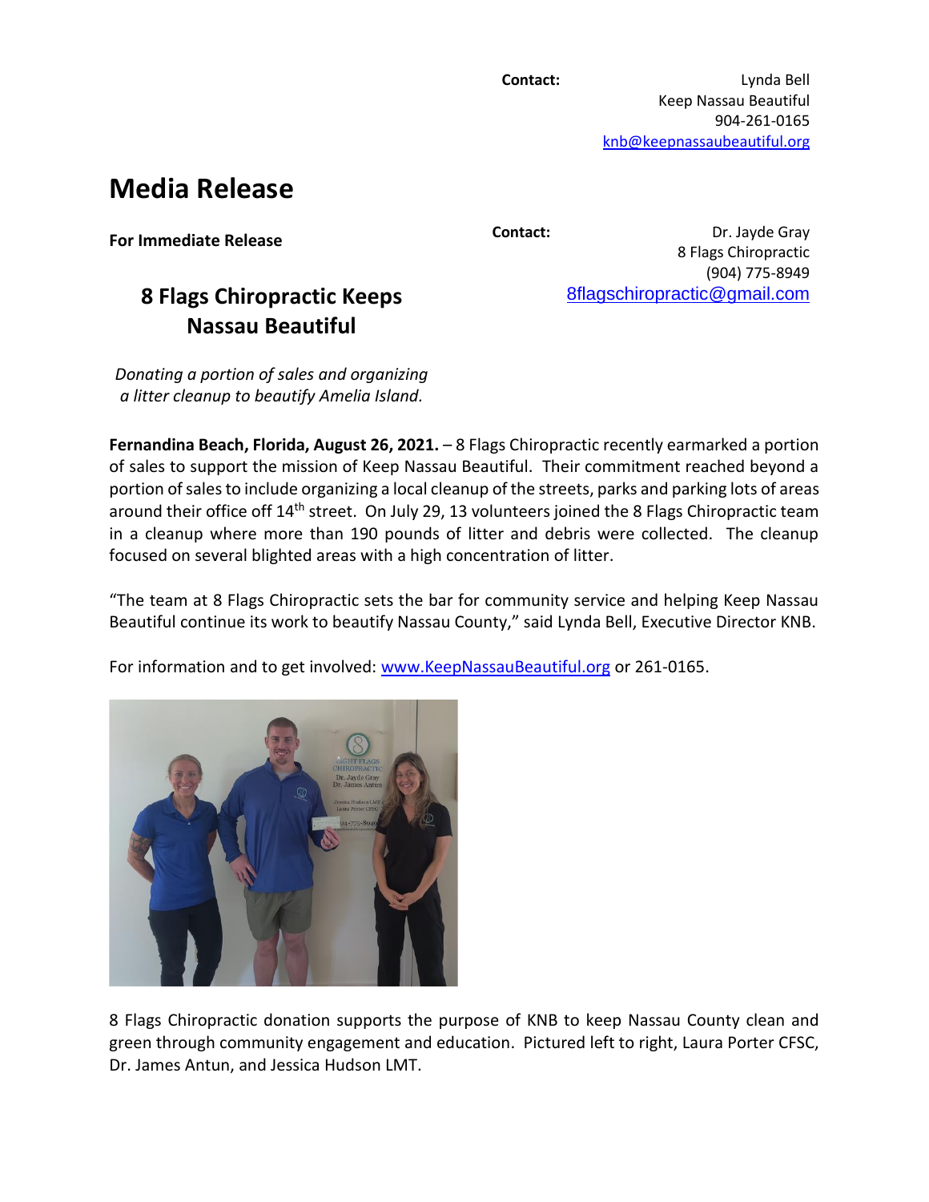**Contact:** Lynda Bell
Keep Nassau Beautiful
904-261-0165
knb@keepnassaubeautiful.org

# Media Release

**For Immediate Release**

**Contact:** Dr. Jayde Gray
8 Flags Chiropractic
(904) 775-8949
8flagschiropractic@gmail.com

## 8 Flags Chiropractic Keeps Nassau Beautiful

*Donating a portion of sales and organizing a litter cleanup to beautify Amelia Island.*

**Fernandina Beach, Florida, August 26, 2021.** – 8 Flags Chiropractic recently earmarked a portion of sales to support the mission of Keep Nassau Beautiful. Their commitment reached beyond a portion of sales to include organizing a local cleanup of the streets, parks and parking lots of areas around their office off 14th street. On July 29, 13 volunteers joined the 8 Flags Chiropractic team in a cleanup where more than 190 pounds of litter and debris were collected. The cleanup focused on several blighted areas with a high concentration of litter.

"The team at 8 Flags Chiropractic sets the bar for community service and helping Keep Nassau Beautiful continue its work to beautify Nassau County," said Lynda Bell, Executive Director KNB.

For information and to get involved: www.KeepNassauBeautiful.org or 261-0165.

8 Flags Chiropractic donation supports the purpose of KNB to keep Nassau County clean and green through community engagement and education. Pictured left to right, Laura Porter CFSC, Dr. James Antun, and Jessica Hudson LMT.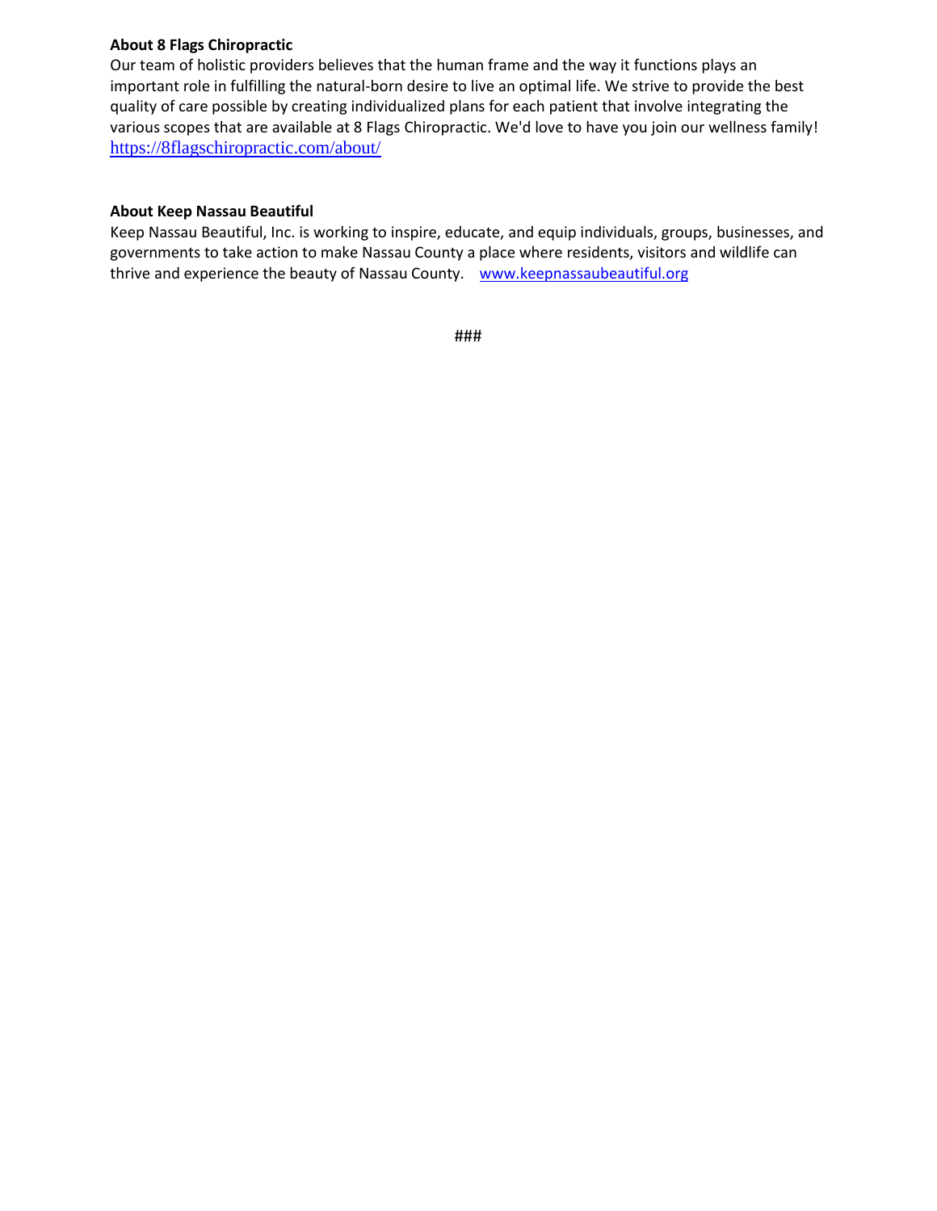**About 8 Flags Chiropractic**

Our team of holistic providers believes that the human frame and the way it functions plays an important role in fulfilling the natural-born desire to live an optimal life. We strive to provide the best quality of care possible by creating individualized plans for each patient that involve integrating the various scopes that are available at 8 Flags Chiropractic. We'd love to have you join our wellness family! https://8flagschiropractic.com/about/

**About Keep Nassau Beautiful**

Keep Nassau Beautiful, Inc. is working to inspire, educate, and equip individuals, groups, businesses, and governments to take action to make Nassau County a place where residents, visitors and wildlife can thrive and experience the beauty of Nassau County. www.keepnassaubeautiful.org

###